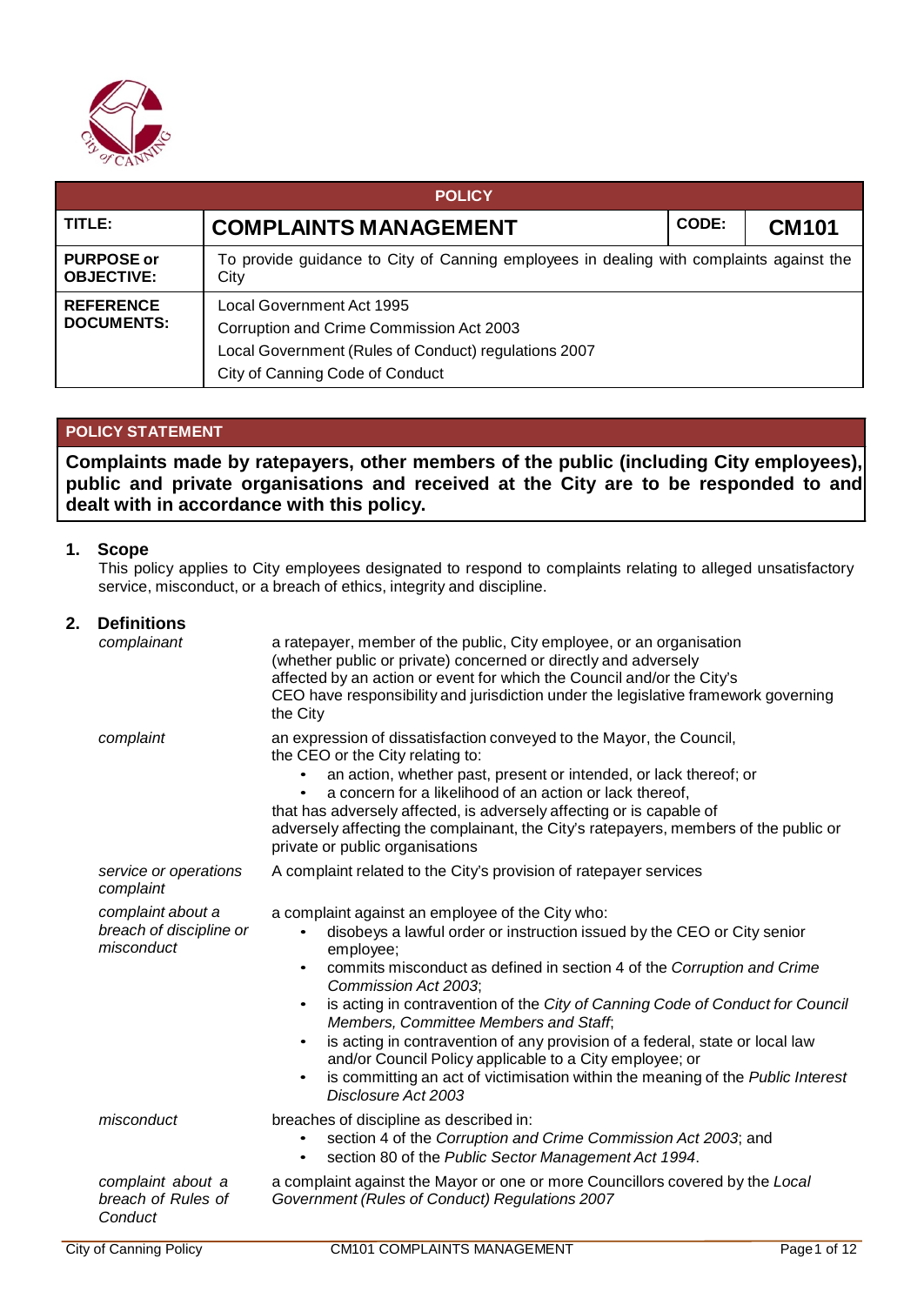| POLICY | | | |
|---|---|---|---|
| **TITLE:** | **COMPLAINTS MANAGEMENT** | **CODE:** | **CM101** |
| **PURPOSE or OBJECTIVE:** | To provide guidance to City of Canning employees in dealing with complaints against the City | | |
| **REFERENCE DOCUMENTS:** | Local Government Act 1995<br>Corruption and Crime Commission Act 2003<br>Local Government (Rules of Conduct) regulations 2007<br>City of Canning Code of Conduct | | |

## POLICY STATEMENT

**Complaints made by ratepayers, other members of the public (including City employees), public and private organisations and received at the City are to be responded to and dealt with in accordance with this policy.**

### 1. Scope

This policy applies to City employees designated to respond to complaints relating to alleged unsatisfactory service, misconduct, or a breach of ethics, integrity and discipline.

### 2. Definitions

| | |
|---|---|
| *complainant* | a ratepayer, member of the public, City employee, or an organisation (whether public or private) concerned or directly and adversely affected by an action or event for which the Council and/or the City's CEO have responsibility and jurisdiction under the legislative framework governing the City |
| *complaint* | an expression of dissatisfaction conveyed to the Mayor, the Council, the CEO or the City relating to:<br>• an action, whether past, present or intended, or lack thereof; or<br>• a concern for a likelihood of an action or lack thereof,<br>that has adversely affected, is adversely affecting or is capable of adversely affecting the complainant, the City's ratepayers, members of the public or private or public organisations |
| *service or operations complaint* | A complaint related to the City's provision of ratepayer services |
| *complaint about a breach of discipline or misconduct* | a complaint against an employee of the City who:<br>• disobeys a lawful order or instruction issued by the CEO or City senior employee;<br>• commits misconduct as defined in section 4 of the *Corruption and Crime Commission Act 2003*;<br>• is acting in contravention of the *City of Canning Code of Conduct for Council Members, Committee Members and Staff*;<br>• is acting in contravention of any provision of a federal, state or local law and/or Council Policy applicable to a City employee; or<br>• is committing an act of victimisation within the meaning of the *Public Interest Disclosure Act 2003* |
| *misconduct* | breaches of discipline as described in:<br>• section 4 of the *Corruption and Crime Commission Act 2003*; and<br>• section 80 of the *Public Sector Management Act 1994*. |
| *complaint about a breach of Rules of Conduct* | a complaint against the Mayor or one or more Councillors covered by the *Local Government (Rules of Conduct) Regulations 2007* |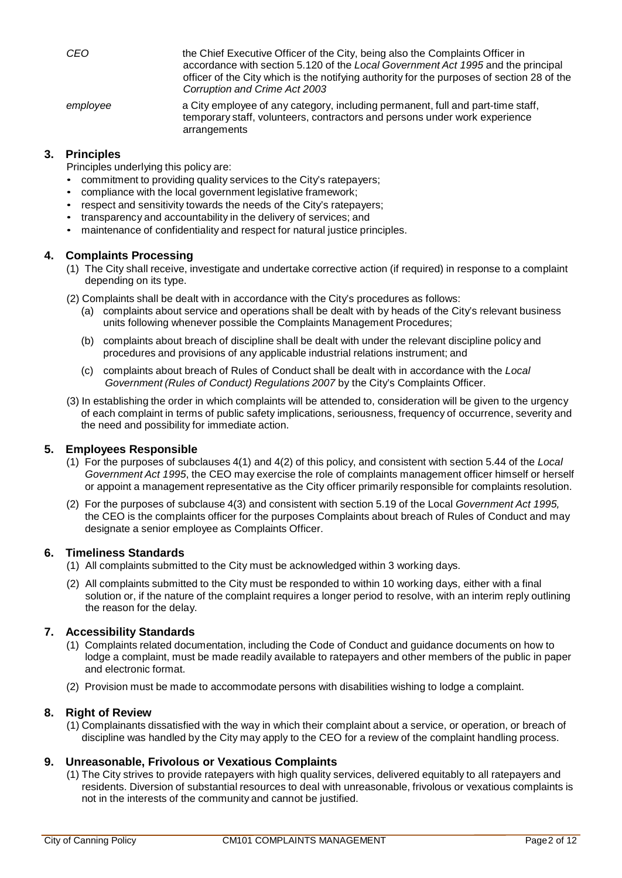| | |
|---|---|
| *CEO* | the Chief Executive Officer of the City, being also the Complaints Officer in accordance with section 5.120 of the *Local Government Act 1995* and the principal officer of the City which is the notifying authority for the purposes of section 28 of the *Corruption and Crime Act 2003* |
| *employee* | a City employee of any category, including permanent, full and part-time staff, temporary staff, volunteers, contractors and persons under work experience arrangements |

## 3. Principles

Principles underlying this policy are:

- commitment to providing quality services to the City's ratepayers;
- compliance with the local government legislative framework;
- respect and sensitivity towards the needs of the City's ratepayers;
- transparency and accountability in the delivery of services; and
- maintenance of confidentiality and respect for natural justice principles.

## 4. Complaints Processing

(1) The City shall receive, investigate and undertake corrective action (if required) in response to a complaint depending on its type.

(2) Complaints shall be dealt with in accordance with the City's procedures as follows:

  (a) complaints about service and operations shall be dealt with by heads of the City's relevant business units following whenever possible the Complaints Management Procedures;

  (b) complaints about breach of discipline shall be dealt with under the relevant discipline policy and procedures and provisions of any applicable industrial relations instrument; and

  (c) complaints about breach of Rules of Conduct shall be dealt with in accordance with the *Local Government (Rules of Conduct) Regulations 2007* by the City's Complaints Officer.

(3) In establishing the order in which complaints will be attended to, consideration will be given to the urgency of each complaint in terms of public safety implications, seriousness, frequency of occurrence, severity and the need and possibility for immediate action.

## 5. Employees Responsible

(1) For the purposes of subclauses 4(1) and 4(2) of this policy, and consistent with section 5.44 of the *Local Government Act 1995*, the CEO may exercise the role of complaints management officer himself or herself or appoint a management representative as the City officer primarily responsible for complaints resolution.

(2) For the purposes of subclause 4(3) and consistent with section 5.19 of the Local *Government Act 1995,* the CEO is the complaints officer for the purposes Complaints about breach of Rules of Conduct and may designate a senior employee as Complaints Officer.

## 6. Timeliness Standards

(1) All complaints submitted to the City must be acknowledged within 3 working days.

(2) All complaints submitted to the City must be responded to within 10 working days, either with a final solution or, if the nature of the complaint requires a longer period to resolve, with an interim reply outlining the reason for the delay.

## 7. Accessibility Standards

(1) Complaints related documentation, including the Code of Conduct and guidance documents on how to lodge a complaint, must be made readily available to ratepayers and other members of the public in paper and electronic format.

(2) Provision must be made to accommodate persons with disabilities wishing to lodge a complaint.

## 8. Right of Review

(1) Complainants dissatisfied with the way in which their complaint about a service, or operation, or breach of discipline was handled by the City may apply to the CEO for a review of the complaint handling process.

## 9. Unreasonable, Frivolous or Vexatious Complaints

(1) The City strives to provide ratepayers with high quality services, delivered equitably to all ratepayers and residents. Diversion of substantial resources to deal with unreasonable, frivolous or vexatious complaints is not in the interests of the community and cannot be justified.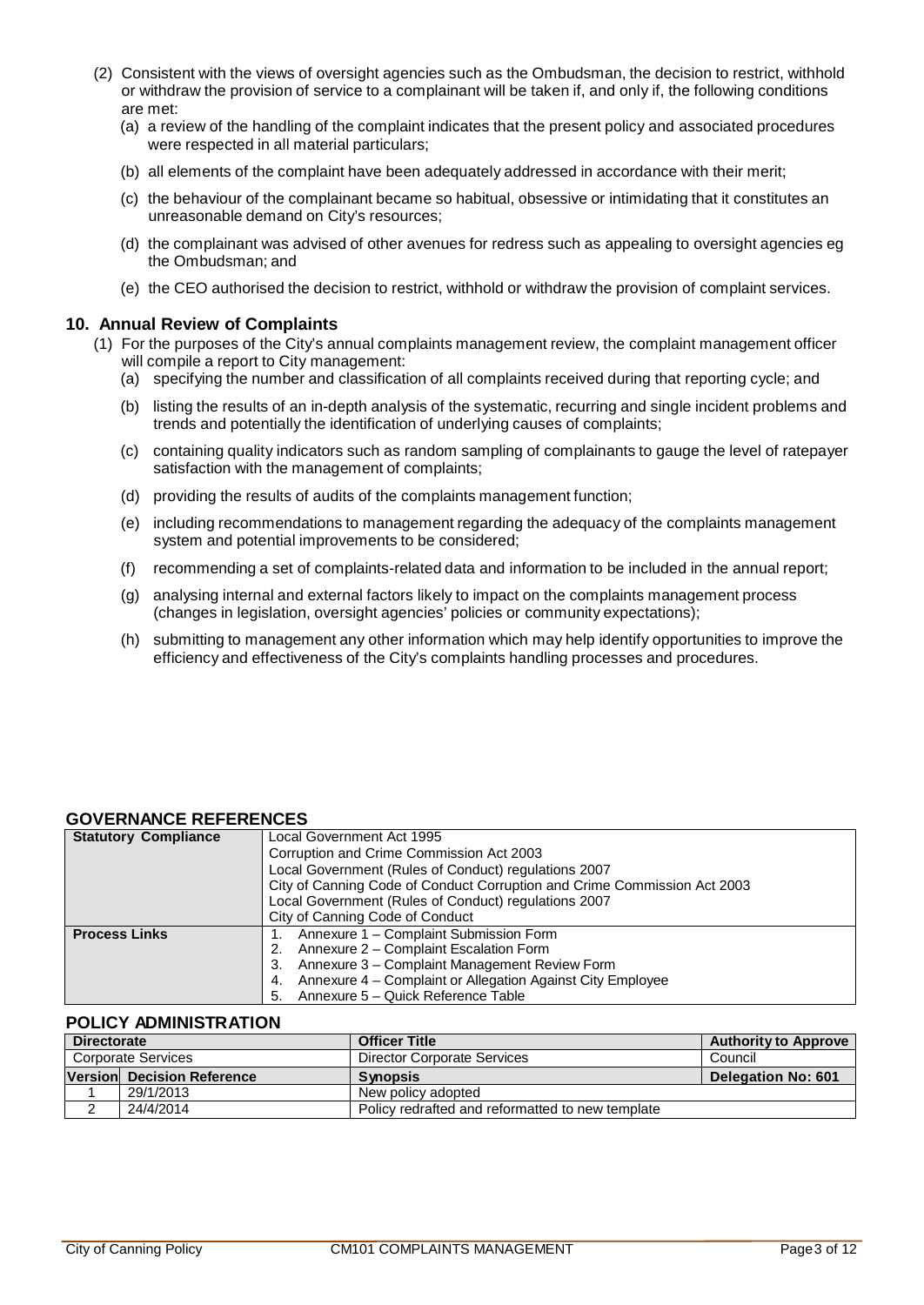(2) Consistent with the views of oversight agencies such as the Ombudsman, the decision to restrict, withhold or withdraw the provision of service to a complainant will be taken if, and only if, the following conditions are met:

(a) a review of the handling of the complaint indicates that the present policy and associated procedures were respected in all material particulars;

(b) all elements of the complaint have been adequately addressed in accordance with their merit;

(c) the behaviour of the complainant became so habitual, obsessive or intimidating that it constitutes an unreasonable demand on City's resources;

(d) the complainant was advised of other avenues for redress such as appealing to oversight agencies eg the Ombudsman; and

(e) the CEO authorised the decision to restrict, withhold or withdraw the provision of complaint services.

## 10. Annual Review of Complaints

(1) For the purposes of the City's annual complaints management review, the complaint management officer will compile a report to City management:

(a) specifying the number and classification of all complaints received during that reporting cycle; and

(b) listing the results of an in-depth analysis of the systematic, recurring and single incident problems and trends and potentially the identification of underlying causes of complaints;

(c) containing quality indicators such as random sampling of complainants to gauge the level of ratepayer satisfaction with the management of complaints;

(d) providing the results of audits of the complaints management function;

(e) including recommendations to management regarding the adequacy of the complaints management system and potential improvements to be considered;

(f) recommending a set of complaints-related data and information to be included in the annual report;

(g) analysing internal and external factors likely to impact on the complaints management process (changes in legislation, oversight agencies' policies or community expectations);

(h) submitting to management any other information which may help identify opportunities to improve the efficiency and effectiveness of the City's complaints handling processes and procedures.

## GOVERNANCE REFERENCES

| | |
|---|---|
| **Statutory Compliance** | Local Government Act 1995<br>Corruption and Crime Commission Act 2003<br>Local Government (Rules of Conduct) regulations 2007<br>City of Canning Code of Conduct Corruption and Crime Commission Act 2003<br>Local Government (Rules of Conduct) regulations 2007<br>City of Canning Code of Conduct |
| **Process Links** | 1. Annexure 1 – Complaint Submission Form<br>2. Annexure 2 – Complaint Escalation Form<br>3. Annexure 3 – Complaint Management Review Form<br>4. Annexure 4 – Complaint or Allegation Against City Employee<br>5. Annexure 5 – Quick Reference Table |

## POLICY ADMINISTRATION

| **Directorate** | | **Officer Title** | **Authority to Approve** |
|---|---|---|---|
| Corporate Services | | Director Corporate Services | Council |
| **Version** | **Decision Reference** | **Synopsis** | **Delegation No: 601** |
| 1 | 29/1/2013 | New policy adopted | |
| 2 | 24/4/2014 | Policy redrafted and reformatted to new template | |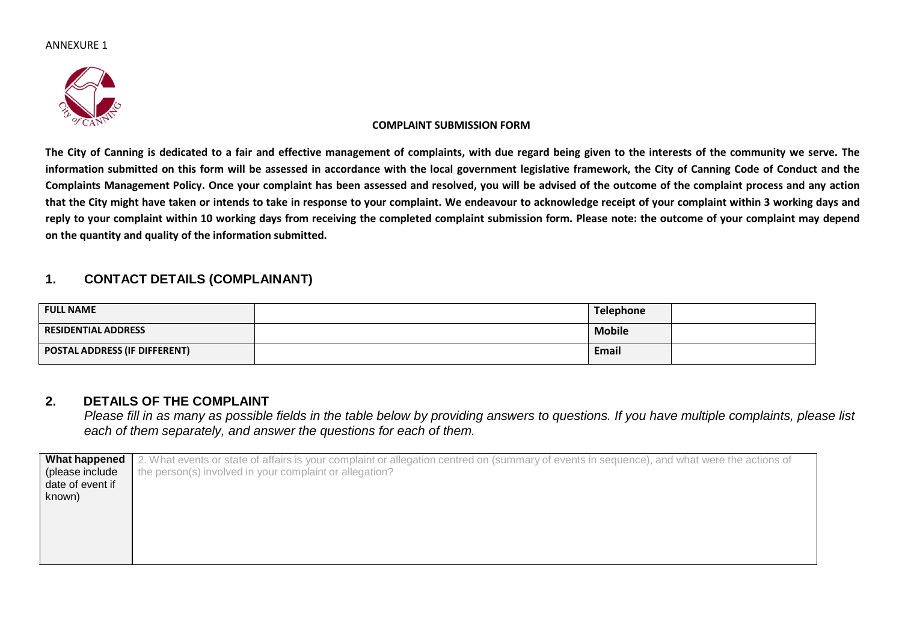ANNEXURE 1

**COMPLAINT SUBMISSION FORM**

**The City of Canning is dedicated to a fair and effective management of complaints, with due regard being given to the interests of the community we serve. The information submitted on this form will be assessed in accordance with the local government legislative framework, the City of Canning Code of Conduct and the Complaints Management Policy. Once your complaint has been assessed and resolved, you will be advised of the outcome of the complaint process and any action that the City might have taken or intends to take in response to your complaint. We endeavour to acknowledge receipt of your complaint within 3 working days and reply to your complaint within 10 working days from receiving the completed complaint submission form. Please note: the outcome of your complaint may depend on the quantity and quality of the information submitted.**

## 1. CONTACT DETAILS (COMPLAINANT)

| | | | |
|---|---|---|---|
| **FULL NAME** | | **Telephone** | |
| **RESIDENTIAL ADDRESS** | | **Mobile** | |
| **POSTAL ADDRESS (IF DIFFERENT)** | | **Email** | |

## 2. DETAILS OF THE COMPLAINT

*Please fill in as many as possible fields in the table below by providing answers to questions. If you have multiple complaints, please list each of them separately, and answer the questions for each of them.*

| | |
|---|---|
| **What happened** (please include date of event if known) | 2. What events or state of affairs is your complaint or allegation centred on (summary of events in sequence), and what were the actions of the person(s) involved in your complaint or allegation? |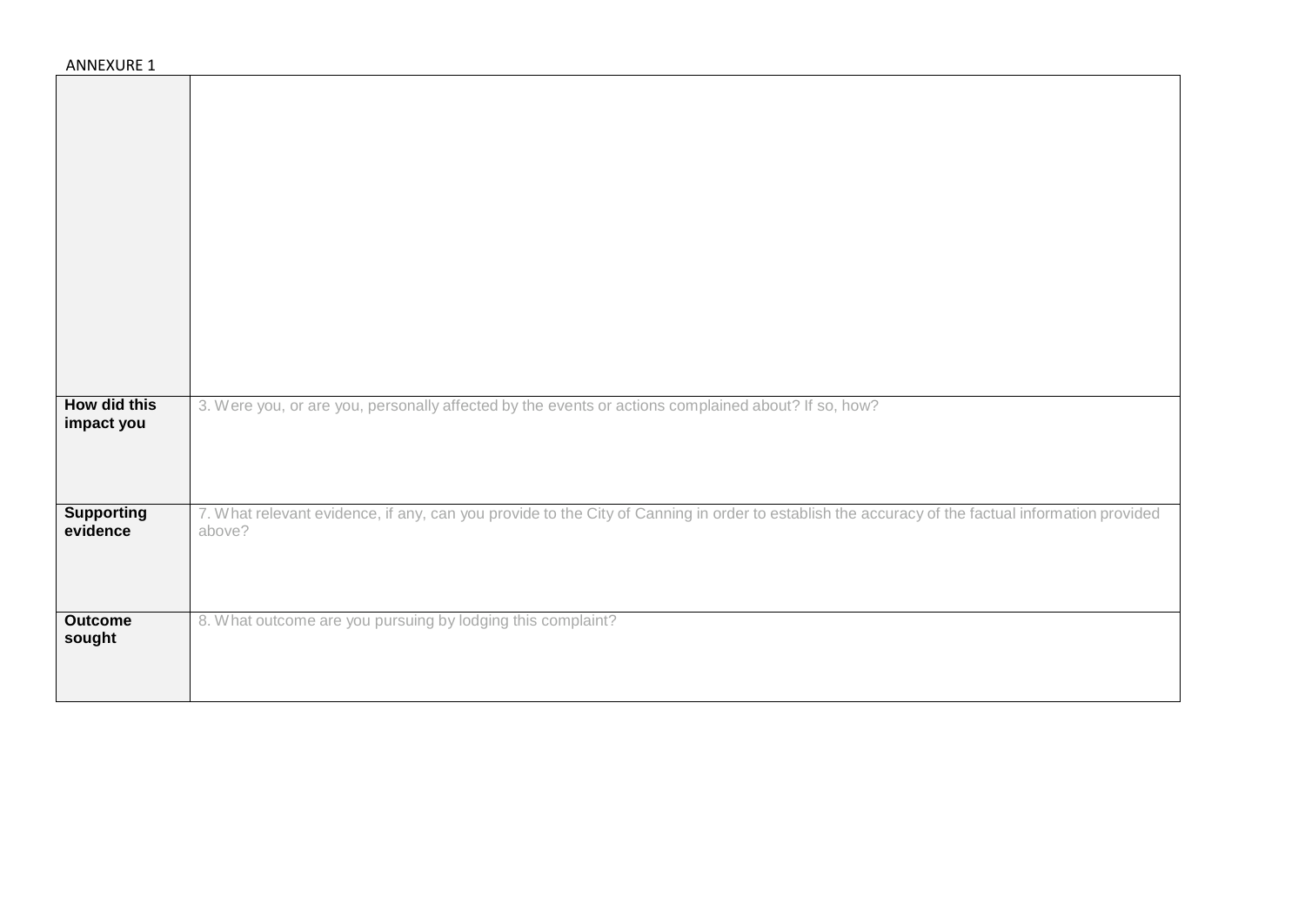ANNEXURE 1

| | |
|---|---|
| | |
| **How did this impact you** | 3. Were you, or are you, personally affected by the events or actions complained about? If so, how? |
| **Supporting evidence** | 7. What relevant evidence, if any, can you provide to the City of Canning in order to establish the accuracy of the factual information provided above? |
| **Outcome sought** | 8. What outcome are you pursuing by lodging this complaint? |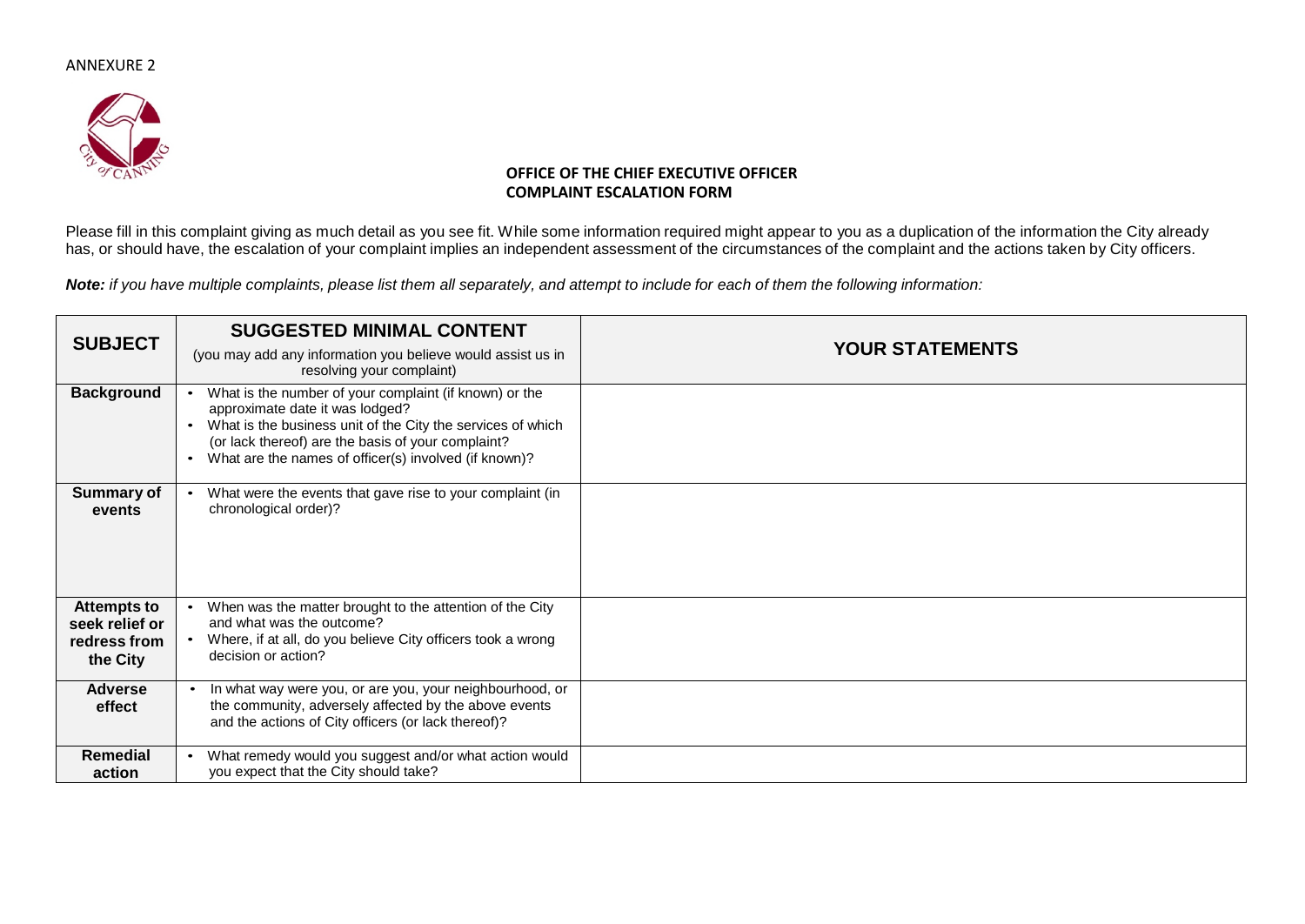ANNEXURE 2

**OFFICE OF THE CHIEF EXECUTIVE OFFICER**
**COMPLAINT ESCALATION FORM**

Please fill in this complaint giving as much detail as you see fit. While some information required might appear to you as a duplication of the information the City already has, or should have, the escalation of your complaint implies an independent assessment of the circumstances of the complaint and the actions taken by City officers.

***Note:*** *if you have multiple complaints, please list them all separately, and attempt to include for each of them the following information:*

| SUBJECT | SUGGESTED MINIMAL CONTENT (you may add any information you believe would assist us in resolving your complaint) | YOUR STATEMENTS |
|---|---|---|
| **Background** | • What is the number of your complaint (if known) or the approximate date it was lodged? • What is the business unit of the City the services of which (or lack thereof) are the basis of your complaint? • What are the names of officer(s) involved (if known)? | |
| **Summary of events** | • What were the events that gave rise to your complaint (in chronological order)? | |
| **Attempts to seek relief or redress from the City** | • When was the matter brought to the attention of the City and what was the outcome? • Where, if at all, do you believe City officers took a wrong decision or action? | |
| **Adverse effect** | • In what way were you, or are you, your neighbourhood, or the community, adversely affected by the above events and the actions of City officers (or lack thereof)? | |
| **Remedial action** | • What remedy would you suggest and/or what action would you expect that the City should take? | |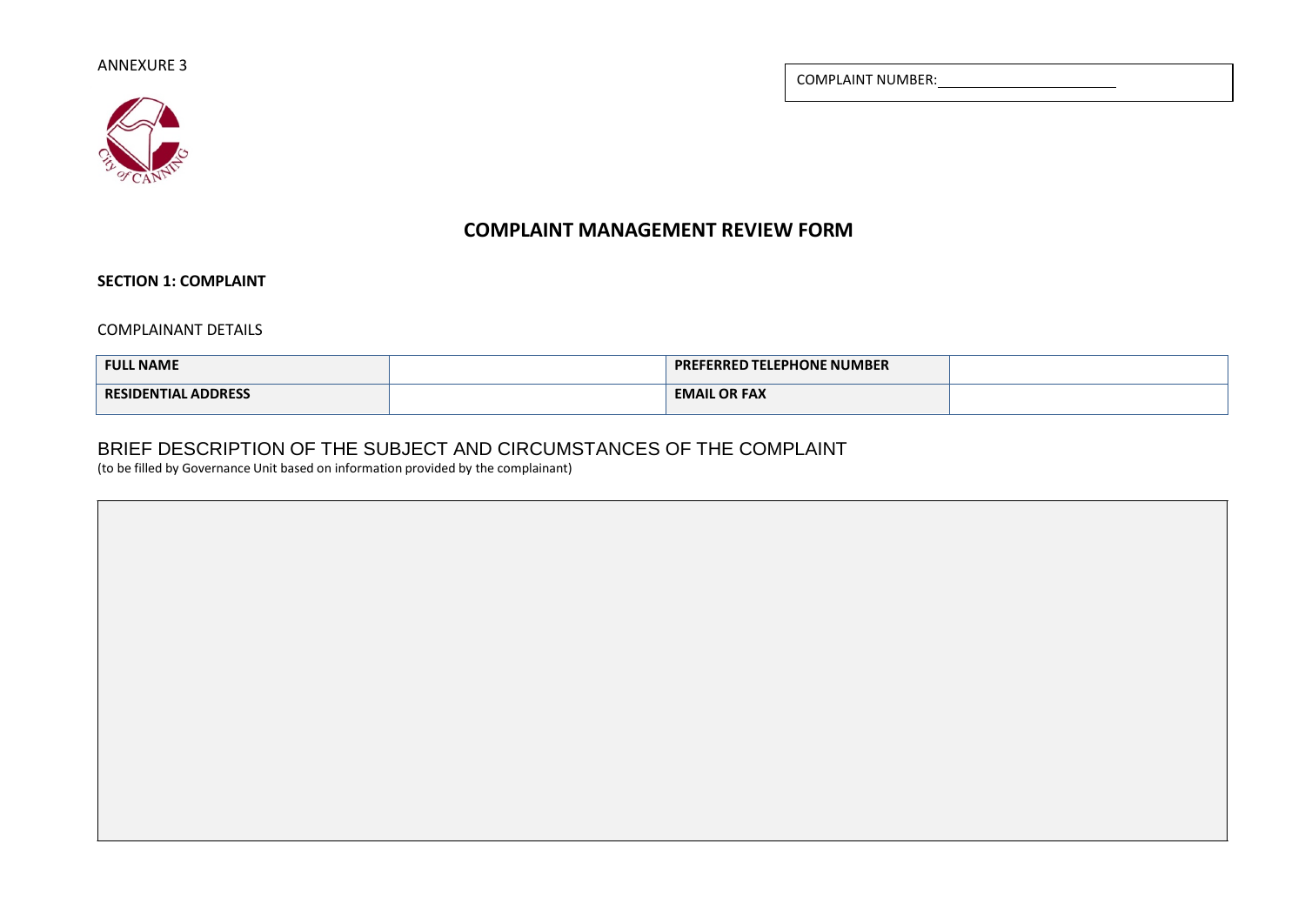ANNEXURE 3

COMPLAINT NUMBER: ____________________

# COMPLAINT MANAGEMENT REVIEW FORM

**SECTION 1: COMPLAINT**

COMPLAINANT DETAILS

| **FULL NAME** | | **PREFERRED TELEPHONE NUMBER** | |
|---|---|---|---|
| **RESIDENTIAL ADDRESS** | | **EMAIL OR FAX** | |

## BRIEF DESCRIPTION OF THE SUBJECT AND CIRCUMSTANCES OF THE COMPLAINT

(to be filled by Governance Unit based on information provided by the complainant)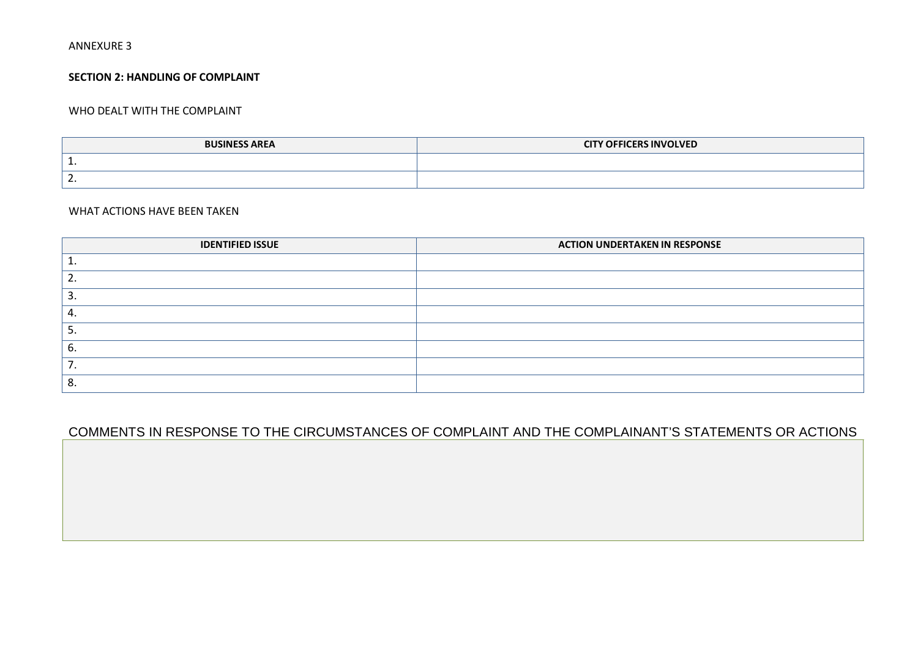ANNEXURE 3

**SECTION 2: HANDLING OF COMPLAINT**

WHO DEALT WITH THE COMPLAINT

| BUSINESS AREA | CITY OFFICERS INVOLVED |
|---|---|
| 1. | |
| 2. | |

WHAT ACTIONS HAVE BEEN TAKEN

| IDENTIFIED ISSUE | ACTION UNDERTAKEN IN RESPONSE |
|---|---|
| 1. | |
| 2. | |
| 3. | |
| 4. | |
| 5. | |
| 6. | |
| 7. | |
| 8. | |

COMMENTS IN RESPONSE TO THE CIRCUMSTANCES OF COMPLAINT AND THE COMPLAINANT'S STATEMENTS OR ACTIONS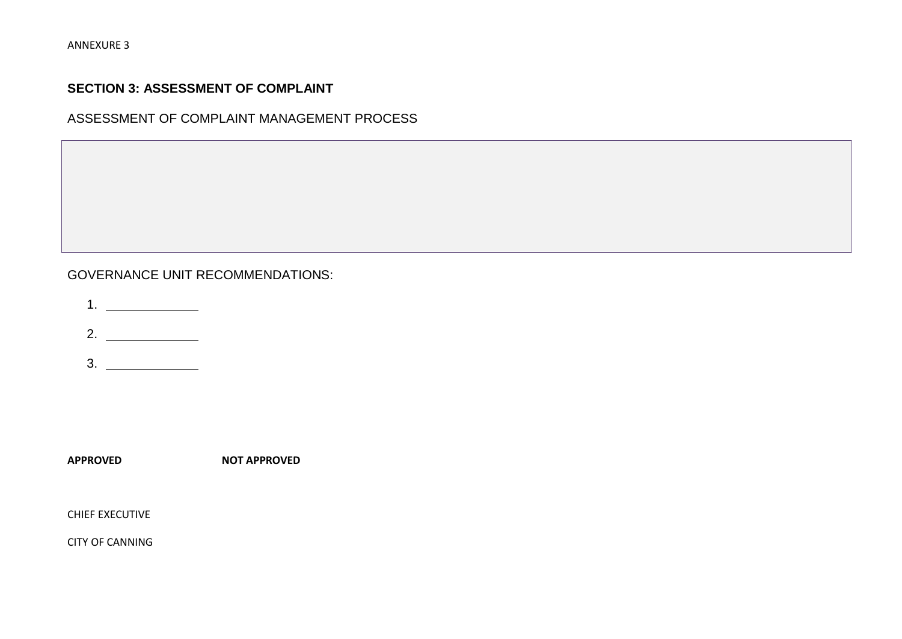ANNEXURE 3

## SECTION 3: ASSESSMENT OF COMPLAINT

ASSESSMENT OF COMPLAINT MANAGEMENT PROCESS

GOVERNANCE UNIT RECOMMENDATIONS:

1. \_\_\_\_\_\_\_\_\_\_\_\_\_\_
2. \_\_\_\_\_\_\_\_\_\_\_\_\_\_
3. \_\_\_\_\_\_\_\_\_\_\_\_\_\_

**APPROVED** **NOT APPROVED**

CHIEF EXECUTIVE

CITY OF CANNING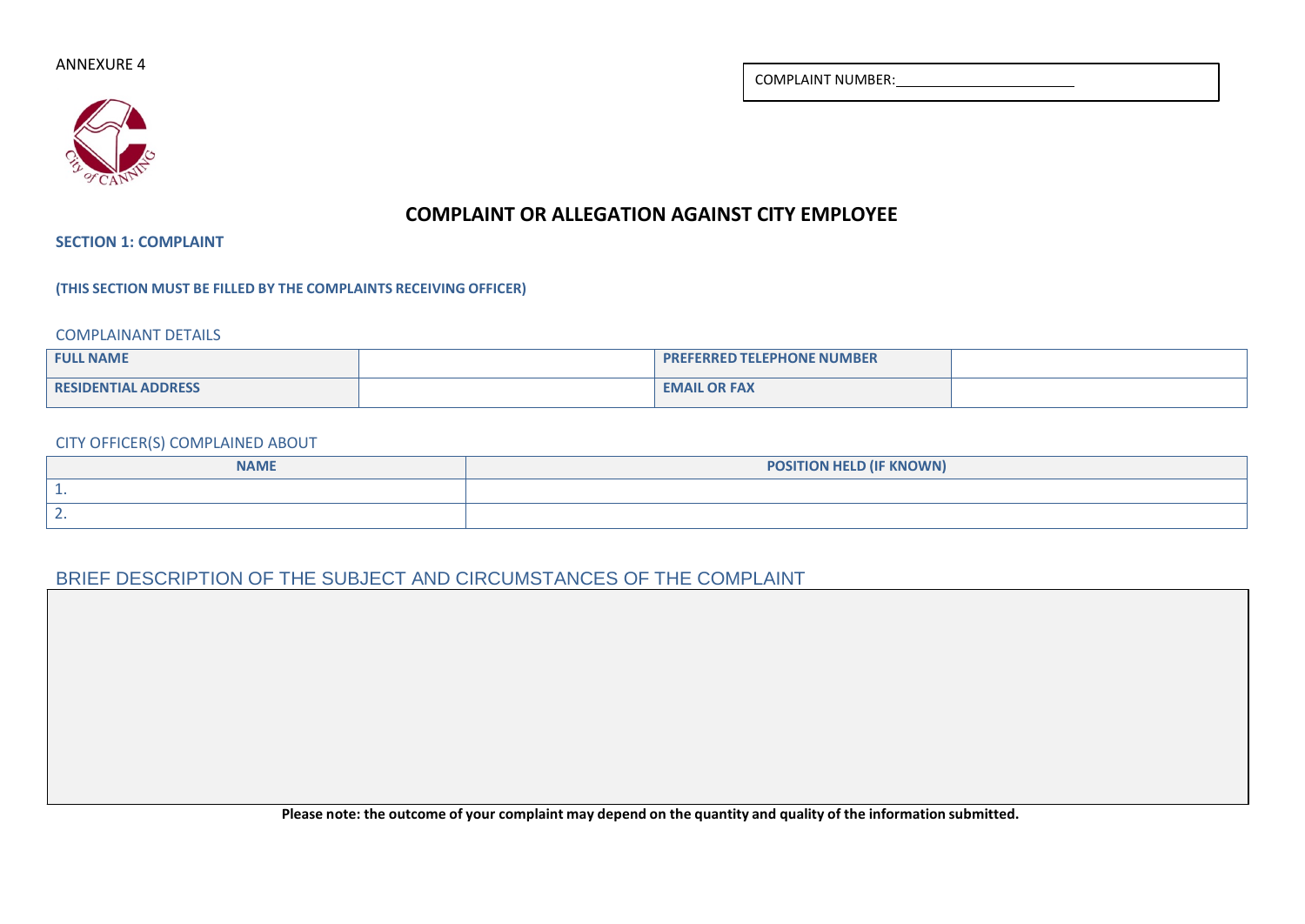ANNEXURE 4

COMPLAINT NUMBER: ______________________

# COMPLAINT OR ALLEGATION AGAINST CITY EMPLOYEE

## SECTION 1: COMPLAINT

**(THIS SECTION MUST BE FILLED BY THE COMPLAINTS RECEIVING OFFICER)**

### COMPLAINANT DETAILS

| FULL NAME | | PREFERRED TELEPHONE NUMBER | |
|---|---|---|---|
| RESIDENTIAL ADDRESS | | EMAIL OR FAX | |

### CITY OFFICER(S) COMPLAINED ABOUT

| NAME | POSITION HELD (IF KNOWN) |
|---|---|
| 1. | |
| 2. | |

### BRIEF DESCRIPTION OF THE SUBJECT AND CIRCUMSTANCES OF THE COMPLAINT

| |
|---|
| |

**Please note: the outcome of your complaint may depend on the quantity and quality of the information submitted.**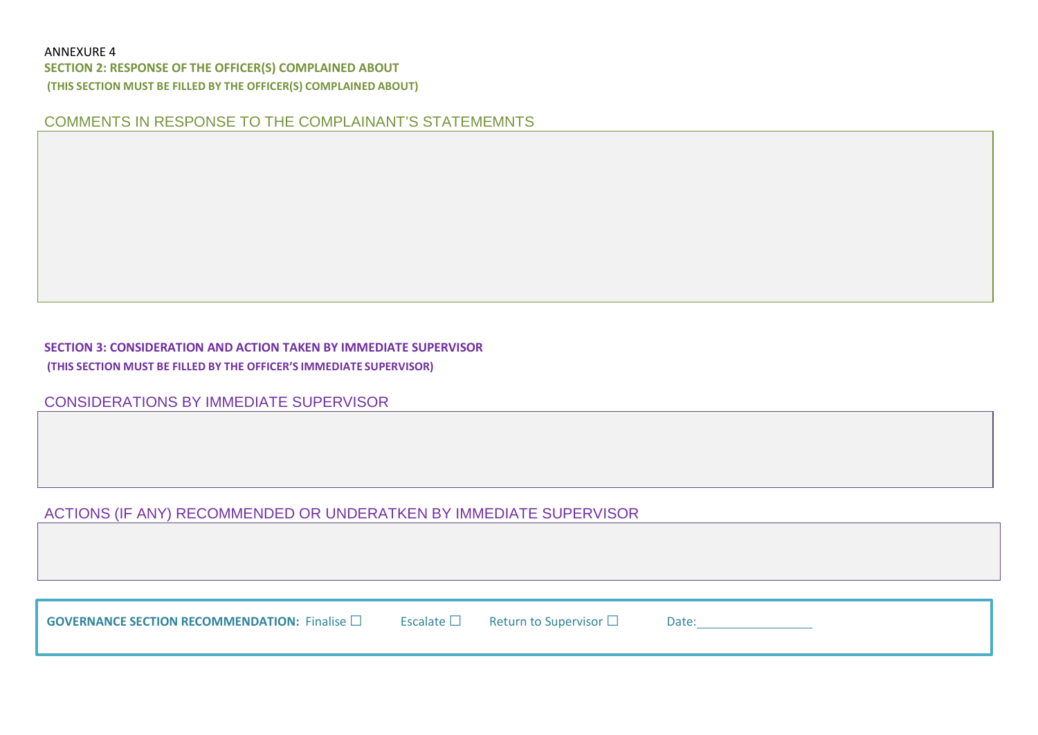ANNEXURE 4

## SECTION 2: RESPONSE OF THE OFFICER(S) COMPLAINED ABOUT

**(THIS SECTION MUST BE FILLED BY THE OFFICER(S) COMPLAINED ABOUT)**

### COMMENTS IN RESPONSE TO THE COMPLAINANT'S STATEMEMNTS

## SECTION 3: CONSIDERATION AND ACTION TAKEN BY IMMEDIATE SUPERVISOR

**(THIS SECTION MUST BE FILLED BY THE OFFICER'S IMMEDIATE SUPERVISOR)**

### CONSIDERATIONS BY IMMEDIATE SUPERVISOR

### ACTIONS (IF ANY) RECOMMENDED OR UNDERATKEN BY IMMEDIATE SUPERVISOR

**GOVERNANCE SECTION RECOMMENDATION:** Finalise ☐ Escalate ☐ Return to Supervisor ☐ Date:\_\_\_\_\_\_\_\_\_\_\_\_\_\_\_\_\_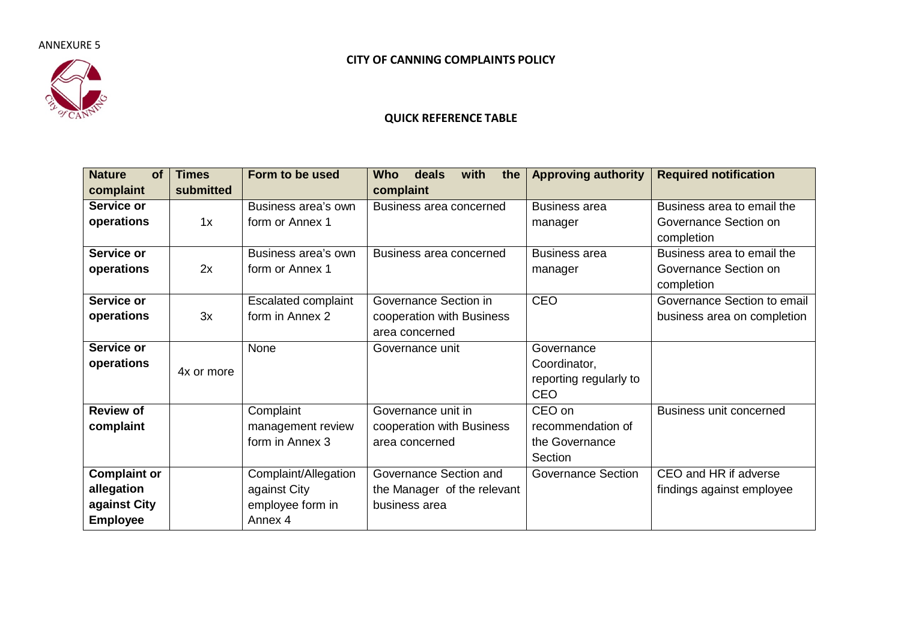ANNEXURE 5

## CITY OF CANNING COMPLAINTS POLICY

### QUICK REFERENCE TABLE

| Nature of complaint | Times submitted | Form to be used | Who deals with the complaint | Approving authority | Required notification |
|---|---|---|---|---|---|
| **Service or operations** | 1x | Business area's own form or Annex 1 | Business area concerned | Business area manager | Business area to email the Governance Section on completion |
| **Service or operations** | 2x | Business area's own form or Annex 1 | Business area concerned | Business area manager | Business area to email the Governance Section on completion |
| **Service or operations** | 3x | Escalated complaint form in Annex 2 | Governance Section in cooperation with Business area concerned | CEO | Governance Section to email business area on completion |
| **Service or operations** | 4x or more | None | Governance unit | Governance Coordinator, reporting regularly to CEO | |
| **Review of complaint** | | Complaint management review form in Annex 3 | Governance unit in cooperation with Business area concerned | CEO on recommendation of the Governance Section | Business unit concerned |
| **Complaint or allegation against City Employee** | | Complaint/Allegation against City employee form in Annex 4 | Governance Section and the Manager of the relevant business area | Governance Section | CEO and HR if adverse findings against employee |